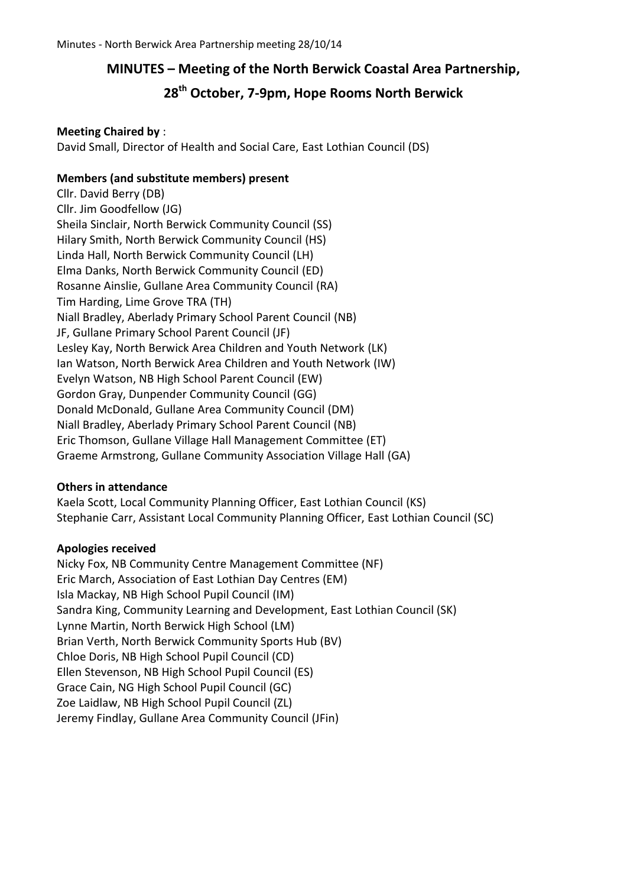# MINUTES – Meeting of the North Berwick Coastal Area Partnership,

# 28th October, 7-9pm, Hope Rooms North Berwick

**Meeting Chaired by** :
David Small, Director of Health and Social Care, East Lothian Council (DS)

**Members (and substitute members) present**
Cllr. David Berry (DB)
Cllr. Jim Goodfellow (JG)
Sheila Sinclair, North Berwick Community Council (SS)
Hilary Smith, North Berwick Community Council (HS)
Linda Hall, North Berwick Community Council (LH)
Elma Danks, North Berwick Community Council (ED)
Rosanne Ainslie, Gullane Area Community Council (RA)
Tim Harding, Lime Grove TRA (TH)
Niall Bradley, Aberlady Primary School Parent Council (NB)
JF, Gullane Primary School Parent Council (JF)
Lesley Kay, North Berwick Area Children and Youth Network (LK)
Ian Watson, North Berwick Area Children and Youth Network (IW)
Evelyn Watson, NB High School Parent Council (EW)
Gordon Gray, Dunpender Community Council (GG)
Donald McDonald, Gullane Area Community Council (DM)
Niall Bradley, Aberlady Primary School Parent Council (NB)
Eric Thomson, Gullane Village Hall Management Committee (ET)
Graeme Armstrong, Gullane Community Association Village Hall (GA)

**Others in attendance**
Kaela Scott, Local Community Planning Officer, East Lothian Council (KS)
Stephanie Carr, Assistant Local Community Planning Officer, East Lothian Council (SC)

**Apologies received**
Nicky Fox, NB Community Centre Management Committee (NF)
Eric March, Association of East Lothian Day Centres (EM)
Isla Mackay, NB High School Pupil Council (IM)
Sandra King, Community Learning and Development, East Lothian Council (SK)
Lynne Martin, North Berwick High School (LM)
Brian Verth, North Berwick Community Sports Hub (BV)
Chloe Doris, NB High School Pupil Council (CD)
Ellen Stevenson, NB High School Pupil Council (ES)
Grace Cain, NG High School Pupil Council (GC)
Zoe Laidlaw, NB High School Pupil Council (ZL)
Jeremy Findlay, Gullane Area Community Council (JFin)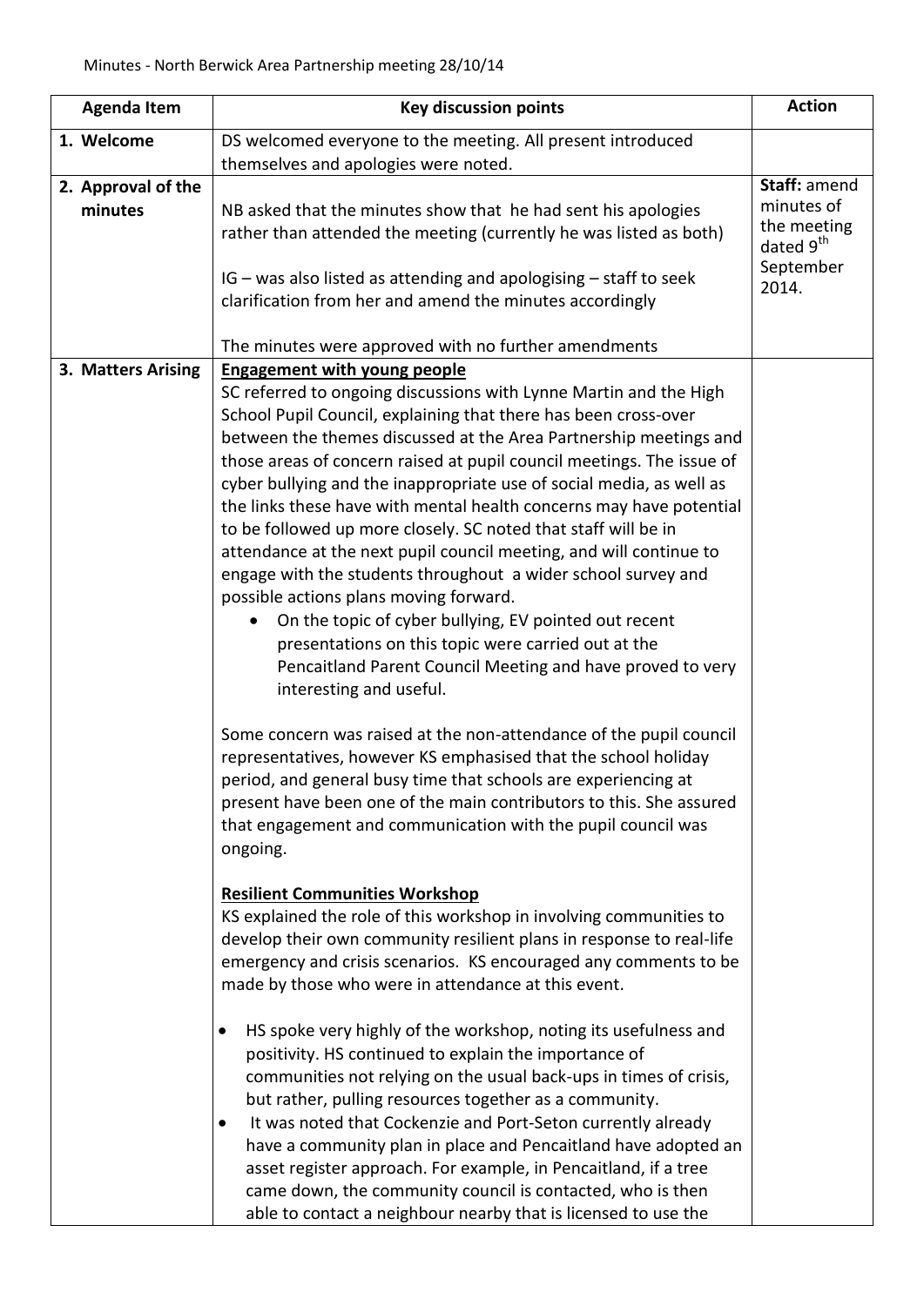Minutes - North Berwick Area Partnership meeting 28/10/14

| Agenda Item | Key discussion points | Action |
| --- | --- | --- |
| **1. Welcome** | DS welcomed everyone to the meeting. All present introduced themselves and apologies were noted. | |
| **2. Approval of the minutes** | NB asked that the minutes show that he had sent his apologies rather than attended the meeting (currently he was listed as both)<br><br>IG – was also listed as attending and apologising – staff to seek clarification from her and amend the minutes accordingly<br><br>The minutes were approved with no further amendments | **Staff:** amend minutes of the meeting dated 9th September 2014. |
| **3. Matters Arising** | **Engagement with young people**<br>SC referred to ongoing discussions with Lynne Martin and the High School Pupil Council, explaining that there has been cross-over between the themes discussed at the Area Partnership meetings and those areas of concern raised at pupil council meetings. The issue of cyber bullying and the inappropriate use of social media, as well as the links these have with mental health concerns may have potential to be followed up more closely. SC noted that staff will be in attendance at the next pupil council meeting, and will continue to engage with the students throughout a wider school survey and possible actions plans moving forward.<br>• On the topic of cyber bullying, EV pointed out recent presentations on this topic were carried out at the Pencaitland Parent Council Meeting and have proved to very interesting and useful.<br><br>Some concern was raised at the non-attendance of the pupil council representatives, however KS emphasised that the school holiday period, and general busy time that schools are experiencing at present have been one of the main contributors to this. She assured that engagement and communication with the pupil council was ongoing.<br><br>**Resilient Communities Workshop**<br>KS explained the role of this workshop in involving communities to develop their own community resilient plans in response to real-life emergency and crisis scenarios. KS encouraged any comments to be made by those who were in attendance at this event.<br><br>• HS spoke very highly of the workshop, noting its usefulness and positivity. HS continued to explain the importance of communities not relying on the usual back-ups in times of crisis, but rather, pulling resources together as a community.<br>• It was noted that Cockenzie and Port-Seton currently already have a community plan in place and Pencaitland have adopted an asset register approach. For example, in Pencaitland, if a tree came down, the community council is contacted, who is then able to contact a neighbour nearby that is licensed to use the | |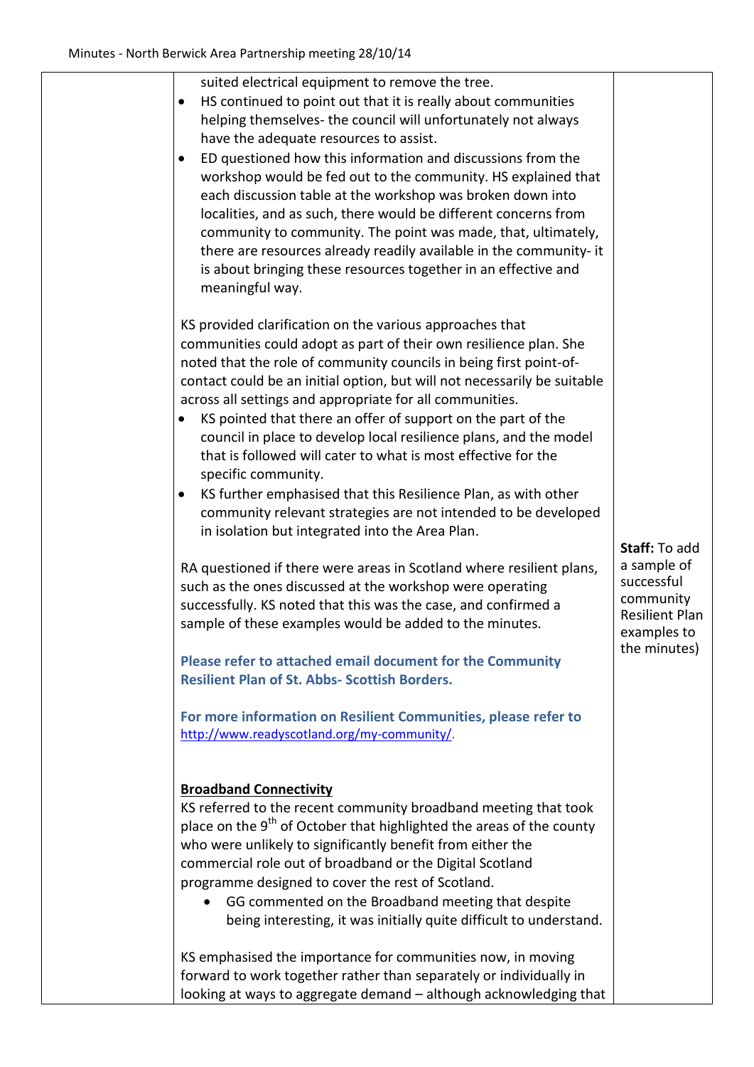| | | |
|---|---|---|
| | suited electrical equipment to remove the tree.<br>• HS continued to point out that it is really about communities helping themselves- the council will unfortunately not always have the adequate resources to assist.<br>• ED questioned how this information and discussions from the workshop would be fed out to the community. HS explained that each discussion table at the workshop was broken down into localities, and as such, there would be different concerns from community to community. The point was made, that, ultimately, there are resources already readily available in the community- it is about bringing these resources together in an effective and meaningful way.<br><br>KS provided clarification on the various approaches that communities could adopt as part of their own resilience plan. She noted that the role of community councils in being first point-of-contact could be an initial option, but will not necessarily be suitable across all settings and appropriate for all communities.<br>• KS pointed that there an offer of support on the part of the council in place to develop local resilience plans, and the model that is followed will cater to what is most effective for the specific community.<br>• KS further emphasised that this Resilience Plan, as with other community relevant strategies are not intended to be developed in isolation but integrated into the Area Plan.<br><br>RA questioned if there were areas in Scotland where resilient plans, such as the ones discussed at the workshop were operating successfully. KS noted that this was the case, and confirmed a sample of these examples would be added to the minutes.<br><br>**Please refer to attached email document for the Community Resilient Plan of St. Abbs- Scottish Borders.**<br><br>**For more information on Resilient Communities, please refer to** http://www.readyscotland.org/my-community/.<br><br>**Broadband Connectivity**<br>KS referred to the recent community broadband meeting that took place on the 9th of October that highlighted the areas of the county who were unlikely to significantly benefit from either the commercial role out of broadband or the Digital Scotland programme designed to cover the rest of Scotland.<br>• GG commented on the Broadband meeting that despite being interesting, it was initially quite difficult to understand.<br><br>KS emphasised the importance for communities now, in moving forward to work together rather than separately or individually in looking at ways to aggregate demand – although acknowledging that | **Staff:** To add a sample of successful community Resilient Plan examples to the minutes) |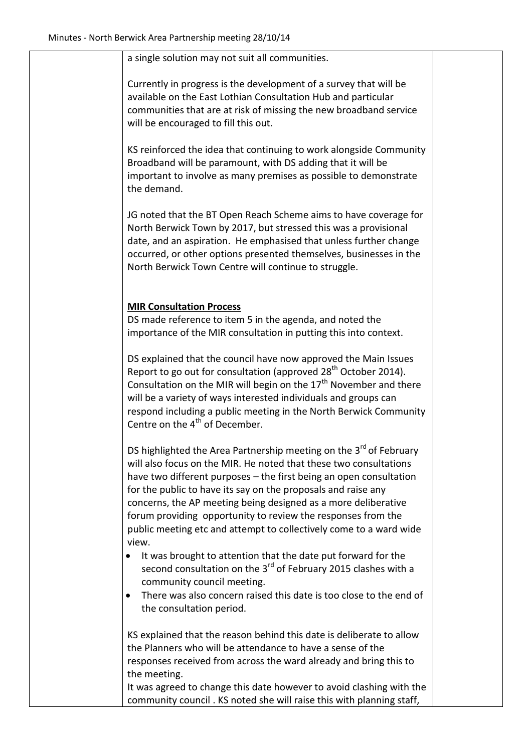a single solution may not suit all communities.

Currently in progress is the development of a survey that will be available on the East Lothian Consultation Hub and particular communities that are at risk of missing the new broadband service will be encouraged to fill this out.

KS reinforced the idea that continuing to work alongside Community Broadband will be paramount, with DS adding that it will be important to involve as many premises as possible to demonstrate the demand.

JG noted that the BT Open Reach Scheme aims to have coverage for North Berwick Town by 2017, but stressed this was a provisional date, and an aspiration. He emphasised that unless further change occurred, or other options presented themselves, businesses in the North Berwick Town Centre will continue to struggle.

**MIR Consultation Process**

DS made reference to item 5 in the agenda, and noted the importance of the MIR consultation in putting this into context.

DS explained that the council have now approved the Main Issues Report to go out for consultation (approved 28th October 2014). Consultation on the MIR will begin on the 17th November and there will be a variety of ways interested individuals and groups can respond including a public meeting in the North Berwick Community Centre on the 4th of December.

DS highlighted the Area Partnership meeting on the 3rd of February will also focus on the MIR. He noted that these two consultations have two different purposes – the first being an open consultation for the public to have its say on the proposals and raise any concerns, the AP meeting being designed as a more deliberative forum providing opportunity to review the responses from the public meeting etc and attempt to collectively come to a ward wide view.

- It was brought to attention that the date put forward for the second consultation on the 3rd of February 2015 clashes with a community council meeting.
- There was also concern raised this date is too close to the end of the consultation period.

KS explained that the reason behind this date is deliberate to allow the Planners who will be attendance to have a sense of the responses received from across the ward already and bring this to the meeting.

It was agreed to change this date however to avoid clashing with the community council . KS noted she will raise this with planning staff,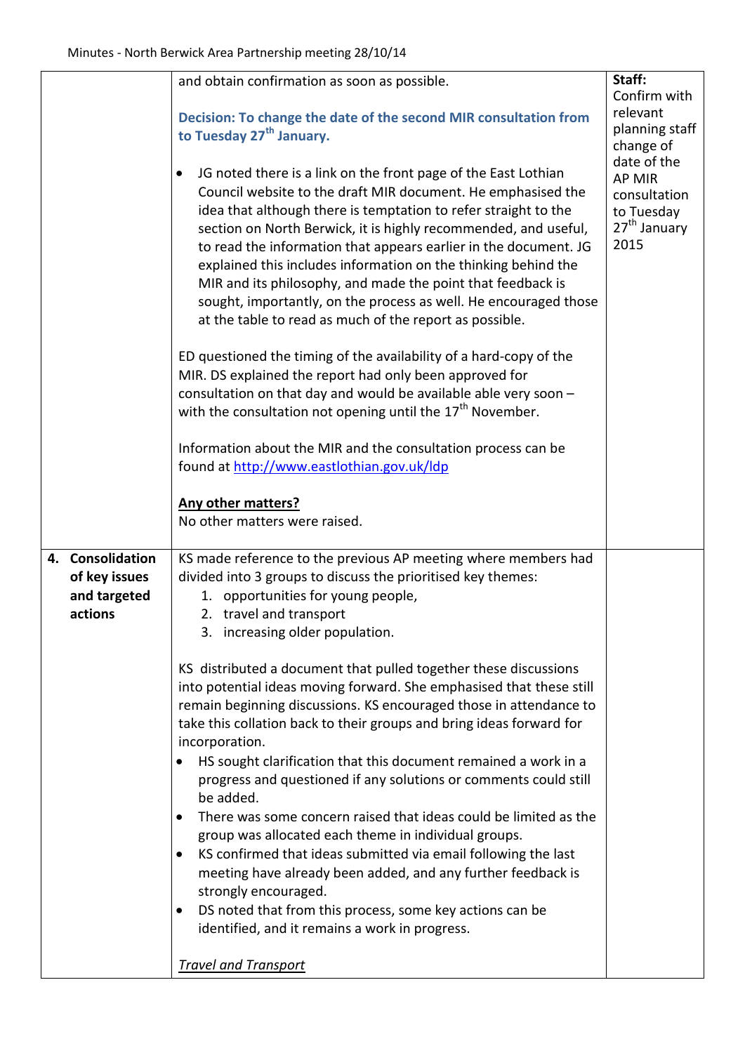| | | |
|---|---|---|
| | and obtain confirmation as soon as possible.<br><br>**Decision: To change the date of the second MIR consultation from to Tuesday 27th January.**<br><br>• JG noted there is a link on the front page of the East Lothian Council website to the draft MIR document. He emphasised the idea that although there is temptation to refer straight to the section on North Berwick, it is highly recommended, and useful, to read the information that appears earlier in the document. JG explained this includes information on the thinking behind the MIR and its philosophy, and made the point that feedback is sought, importantly, on the process as well. He encouraged those at the table to read as much of the report as possible.<br><br>ED questioned the timing of the availability of a hard-copy of the MIR. DS explained the report had only been approved for consultation on that day and would be available able very soon – with the consultation not opening until the 17th November.<br><br>Information about the MIR and the consultation process can be found at http://www.eastlothian.gov.uk/ldp<br><br>**Any other matters?**<br>No other matters were raised. | **Staff:** Confirm with relevant planning staff change of date of the AP MIR consultation to Tuesday 27th January 2015 |
| **4. Consolidation of key issues and targeted actions** | KS made reference to the previous AP meeting where members had divided into 3 groups to discuss the prioritised key themes:<br>1. opportunities for young people,<br>2. travel and transport<br>3. increasing older population.<br><br>KS distributed a document that pulled together these discussions into potential ideas moving forward. She emphasised that these still remain beginning discussions. KS encouraged those in attendance to take this collation back to their groups and bring ideas forward for incorporation.<br>• HS sought clarification that this document remained a work in a progress and questioned if any solutions or comments could still be added.<br>• There was some concern raised that ideas could be limited as the group was allocated each theme in individual groups.<br>• KS confirmed that ideas submitted via email following the last meeting have already been added, and any further feedback is strongly encouraged.<br>• DS noted that from this process, some key actions can be identified, and it remains a work in progress.<br><br>*Travel and Transport* | |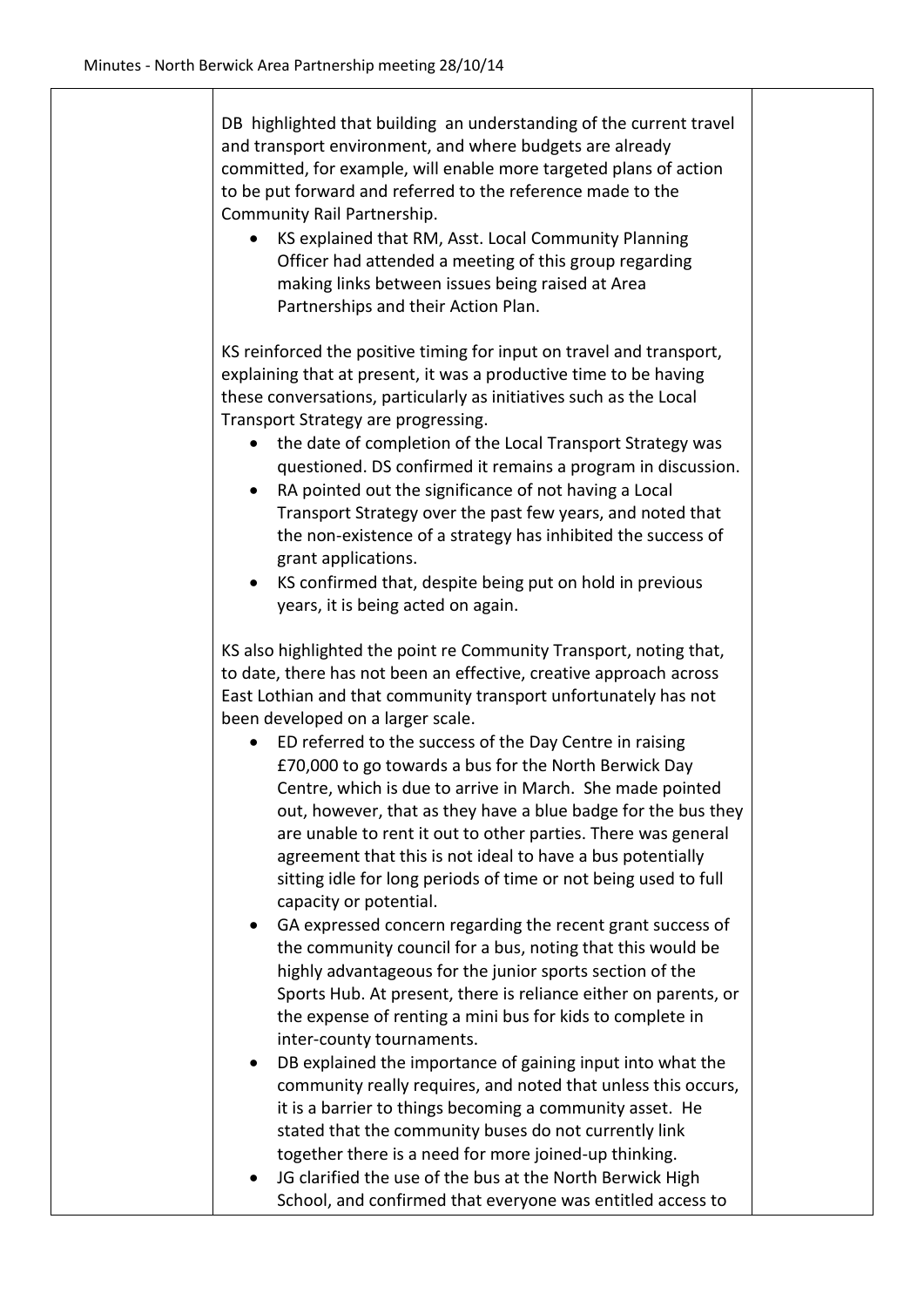DB highlighted that building an understanding of the current travel and transport environment, and where budgets are already committed, for example, will enable more targeted plans of action to be put forward and referred to the reference made to the Community Rail Partnership.

- KS explained that RM, Asst. Local Community Planning Officer had attended a meeting of this group regarding making links between issues being raised at Area Partnerships and their Action Plan.

KS reinforced the positive timing for input on travel and transport, explaining that at present, it was a productive time to be having these conversations, particularly as initiatives such as the Local Transport Strategy are progressing.

- the date of completion of the Local Transport Strategy was questioned. DS confirmed it remains a program in discussion.
- RA pointed out the significance of not having a Local Transport Strategy over the past few years, and noted that the non-existence of a strategy has inhibited the success of grant applications.
- KS confirmed that, despite being put on hold in previous years, it is being acted on again.

KS also highlighted the point re Community Transport, noting that, to date, there has not been an effective, creative approach across East Lothian and that community transport unfortunately has not been developed on a larger scale.

- ED referred to the success of the Day Centre in raising £70,000 to go towards a bus for the North Berwick Day Centre, which is due to arrive in March. She made pointed out, however, that as they have a blue badge for the bus they are unable to rent it out to other parties. There was general agreement that this is not ideal to have a bus potentially sitting idle for long periods of time or not being used to full capacity or potential.
- GA expressed concern regarding the recent grant success of the community council for a bus, noting that this would be highly advantageous for the junior sports section of the Sports Hub. At present, there is reliance either on parents, or the expense of renting a mini bus for kids to complete in inter-county tournaments.
- DB explained the importance of gaining input into what the community really requires, and noted that unless this occurs, it is a barrier to things becoming a community asset. He stated that the community buses do not currently link together there is a need for more joined-up thinking.
- JG clarified the use of the bus at the North Berwick High School, and confirmed that everyone was entitled access to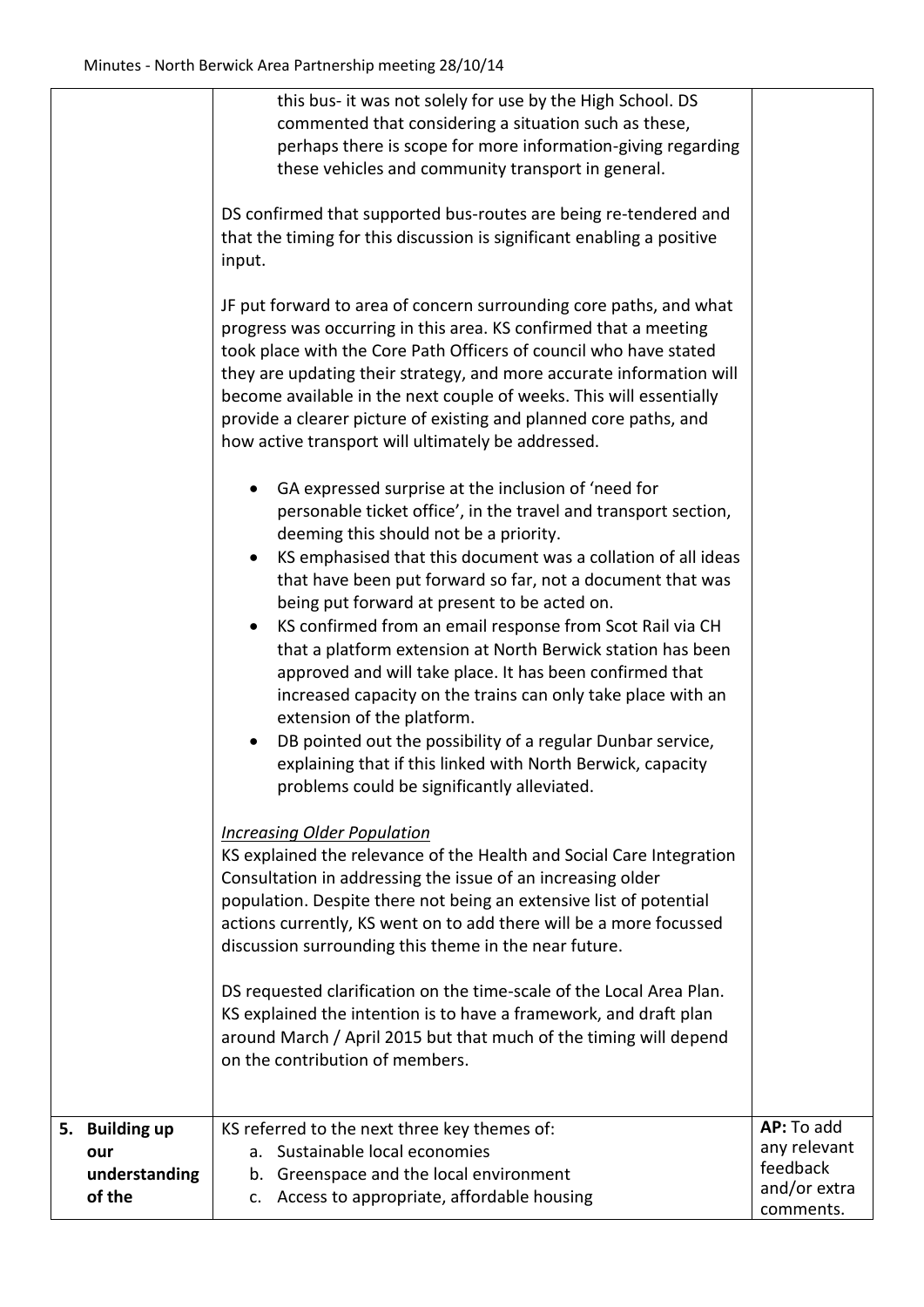| | | |
|---|---|---|
| | this bus- it was not solely for use by the High School. DS commented that considering a situation such as these, perhaps there is scope for more information-giving regarding these vehicles and community transport in general.<br><br>DS confirmed that supported bus-routes are being re-tendered and that the timing for this discussion is significant enabling a positive input.<br><br>JF put forward to area of concern surrounding core paths, and what progress was occurring in this area. KS confirmed that a meeting took place with the Core Path Officers of council who have stated they are updating their strategy, and more accurate information will become available in the next couple of weeks. This will essentially provide a clearer picture of existing and planned core paths, and how active transport will ultimately be addressed.<br><br>• GA expressed surprise at the inclusion of 'need for personable ticket office', in the travel and transport section, deeming this should not be a priority.<br>• KS emphasised that this document was a collation of all ideas that have been put forward so far, not a document that was being put forward at present to be acted on.<br>• KS confirmed from an email response from Scot Rail via CH that a platform extension at North Berwick station has been approved and will take place. It has been confirmed that increased capacity on the trains can only take place with an extension of the platform.<br>• DB pointed out the possibility of a regular Dunbar service, explaining that if this linked with North Berwick, capacity problems could be significantly alleviated.<br><br>*Increasing Older Population*<br>KS explained the relevance of the Health and Social Care Integration Consultation in addressing the issue of an increasing older population. Despite there not being an extensive list of potential actions currently, KS went on to add there will be a more focussed discussion surrounding this theme in the near future.<br><br>DS requested clarification on the time-scale of the Local Area Plan. KS explained the intention is to have a framework, and draft plan around March / April 2015 but that much of the timing will depend on the contribution of members. | |
| **5. Building up our understanding of the** | KS referred to the next three key themes of:<br>a. Sustainable local economies<br>b. Greenspace and the local environment<br>c. Access to appropriate, affordable housing | **AP:** To add any relevant feedback and/or extra comments. |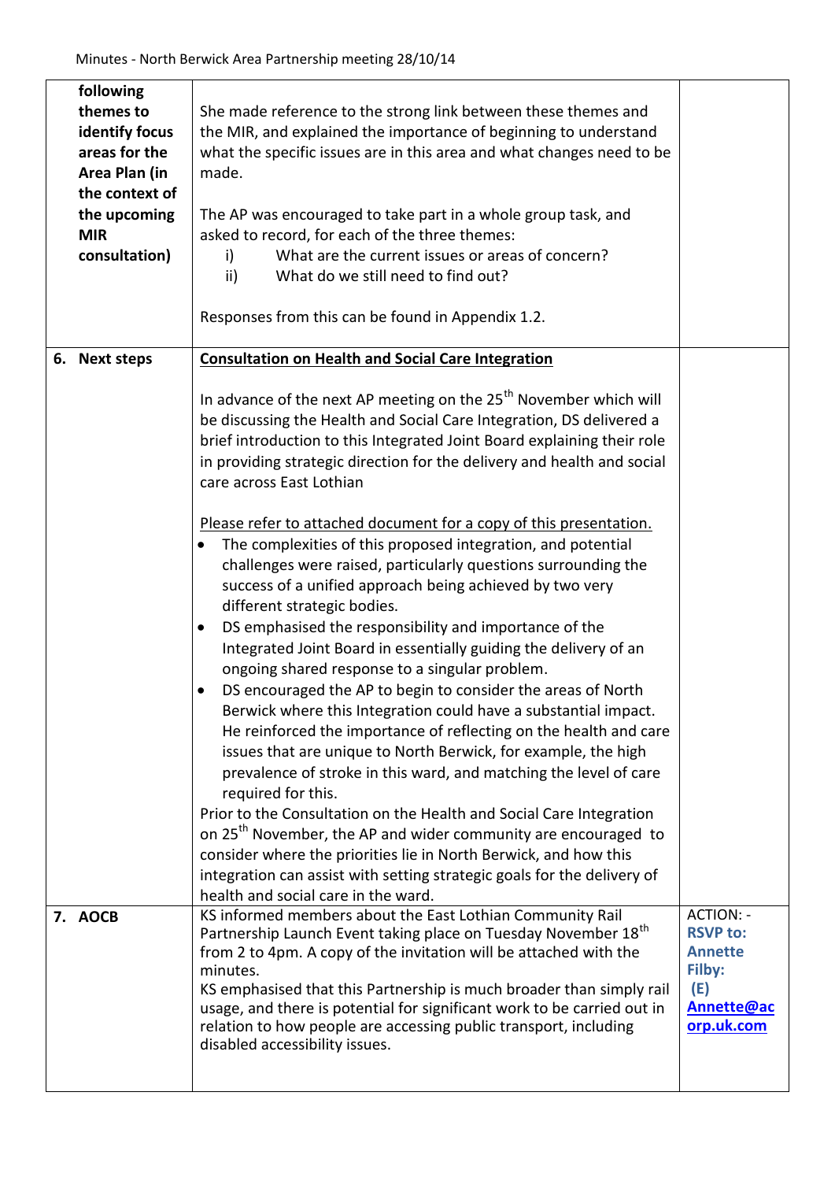| | | |
|---|---|---|
| **following themes to identify focus areas for the Area Plan (in the context of the upcoming MIR consultation)** | She made reference to the strong link between these themes and the MIR, and explained the importance of beginning to understand what the specific issues are in this area and what changes need to be made.<br><br>The AP was encouraged to take part in a whole group task, and asked to record, for each of the three themes:<br>i) What are the current issues or areas of concern?<br>ii) What do we still need to find out?<br><br>Responses from this can be found in Appendix 1.2. | |
| **6. Next steps** | <u>**Consultation on Health and Social Care Integration**</u><br><br>In advance of the next AP meeting on the 25th November which will be discussing the Health and Social Care Integration, DS delivered a brief introduction to this Integrated Joint Board explaining their role in providing strategic direction for the delivery and health and social care across East Lothian<br><br><u>Please refer to attached document for a copy of this presentation.</u><br>• The complexities of this proposed integration, and potential challenges were raised, particularly questions surrounding the success of a unified approach being achieved by two very different strategic bodies.<br>• DS emphasised the responsibility and importance of the Integrated Joint Board in essentially guiding the delivery of an ongoing shared response to a singular problem.<br>• DS encouraged the AP to begin to consider the areas of North Berwick where this Integration could have a substantial impact. He reinforced the importance of reflecting on the health and care issues that are unique to North Berwick, for example, the high prevalence of stroke in this ward, and matching the level of care required for this.<br>Prior to the Consultation on the Health and Social Care Integration on 25th November, the AP and wider community are encouraged to consider where the priorities lie in North Berwick, and how this integration can assist with setting strategic goals for the delivery of health and social care in the ward. | |
| **7. AOCB** | KS informed members about the East Lothian Community Rail Partnership Launch Event taking place on Tuesday November 18th from 2 to 4pm. A copy of the invitation will be attached with the minutes.<br>KS emphasised that this Partnership is much broader than simply rail usage, and there is potential for significant work to be carried out in relation to how people are accessing public transport, including disabled accessibility issues. | ACTION: - **RSVP to: Annette Filby: (E) <u>Annette@acorp.uk.com</u>** |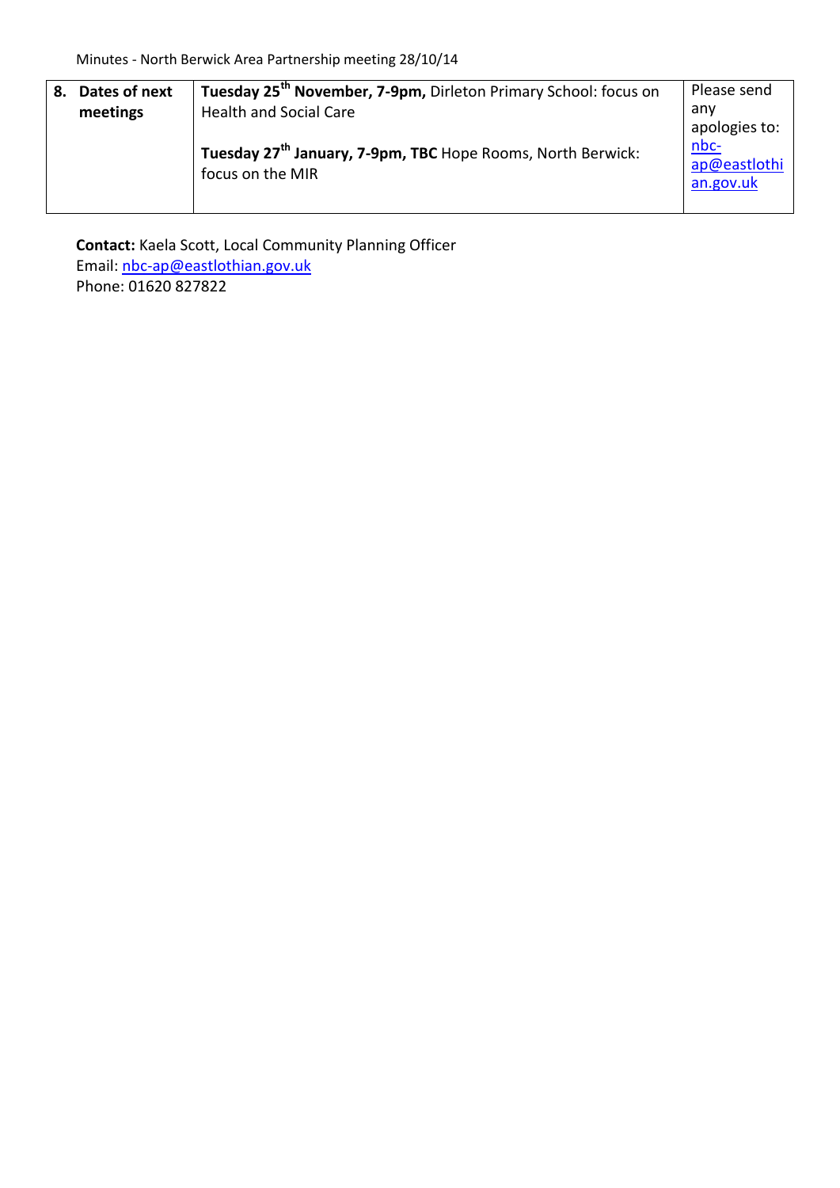| 8. Dates of next meetings | **Tuesday 25th November, 7-9pm,** Dirleton Primary School: focus on Health and Social Care<br><br>**Tuesday 27th January, 7-9pm, TBC** Hope Rooms, North Berwick: focus on the MIR | Please send any apologies to: nbc-ap@eastlothian.gov.uk |
|---|---|---|

**Contact:** Kaela Scott, Local Community Planning Officer
Email: nbc-ap@eastlothian.gov.uk
Phone: 01620 827822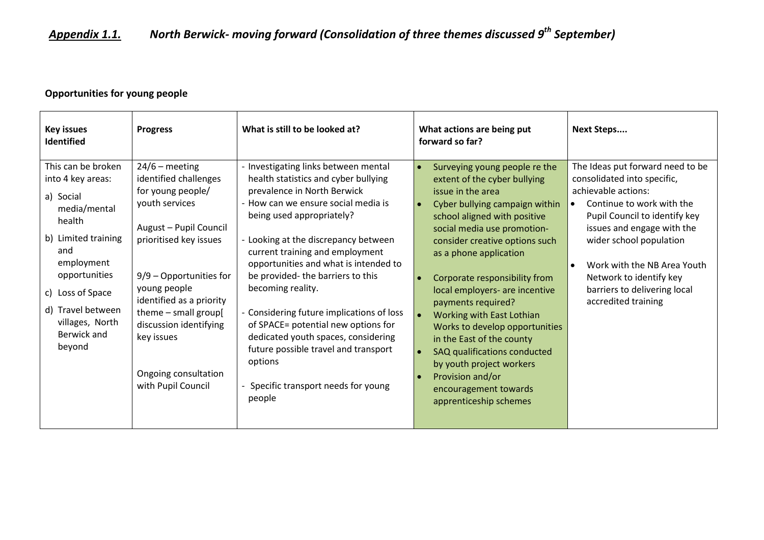## *Appendix 1.1. North Berwick- moving forward (Consolidation of three themes discussed 9th September)*

### Opportunities for young people

| Key issues Identified | Progress | What is still to be looked at? | What actions are being put forward so far? | Next Steps.... |
|---|---|---|---|---|
| This can be broken into 4 key areas:<br>a) Social media/mental health<br>b) Limited training and employment opportunities<br>c) Loss of Space<br>d) Travel between villages, North Berwick and beyond | 24/6 – meeting identified challenges for young people/ youth services<br><br>August – Pupil Council prioritised key issues<br><br>9/9 – Opportunities for young people identified as a priority theme – small group[ discussion identifying key issues<br><br>Ongoing consultation with Pupil Council | - Investigating links between mental health statistics and cyber bullying prevalence in North Berwick<br>- How can we ensure social media is being used appropriately?<br><br>- Looking at the discrepancy between current training and employment opportunities and what is intended to be provided- the barriers to this becoming reality.<br><br>- Considering future implications of loss of SPACE= potential new options for dedicated youth spaces, considering future possible travel and transport options<br><br>- Specific transport needs for young people | • Surveying young people re the extent of the cyber bullying issue in the area<br>• Cyber bullying campaign within school aligned with positive social media use promotion- consider creative options such as a phone application<br><br>• Corporate responsibility from local employers- are incentive payments required?<br>• Working with East Lothian Works to develop opportunities in the East of the county<br>• SAQ qualifications conducted by youth project workers<br>• Provision and/or encouragement towards apprenticeship schemes | The Ideas put forward need to be consolidated into specific, achievable actions:<br>• Continue to work with the Pupil Council to identify key issues and engage with the wider school population<br><br>• Work with the NB Area Youth Network to identify key barriers to delivering local accredited training |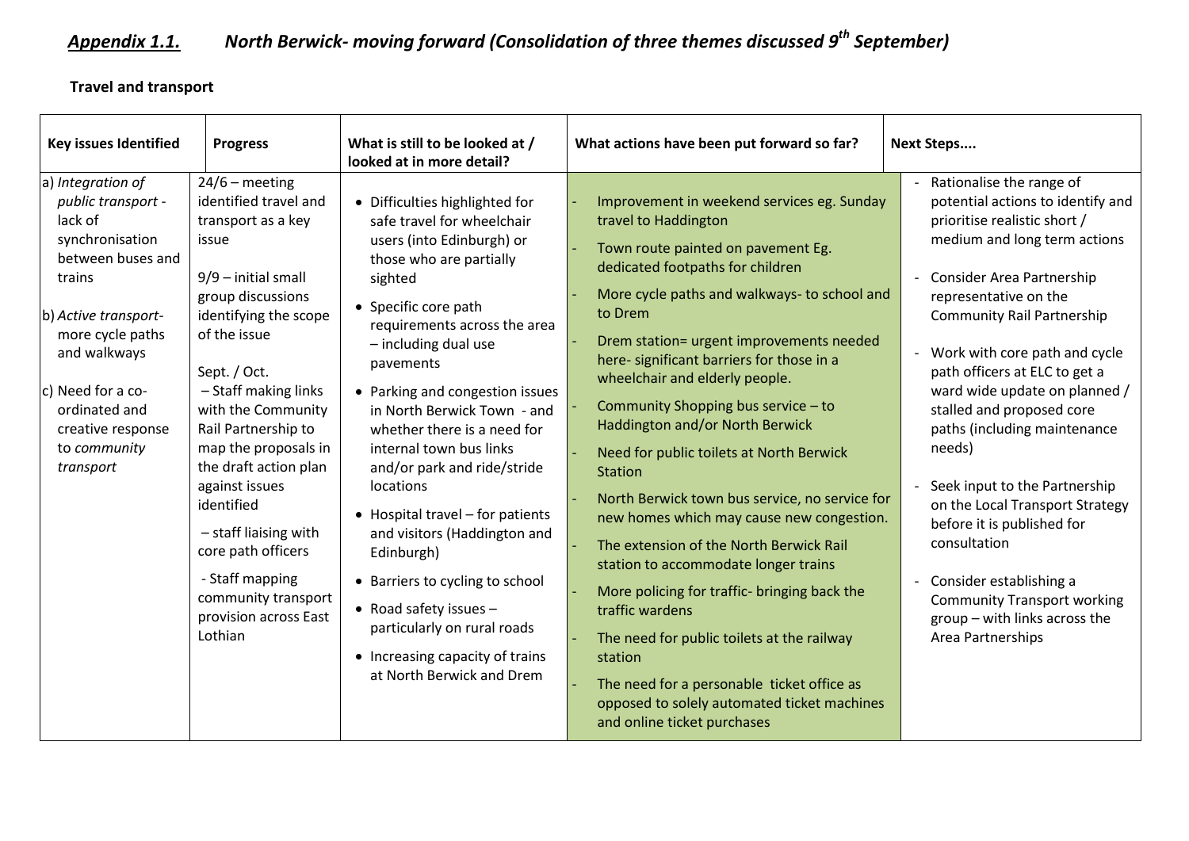## *Appendix 1.1. North Berwick- moving forward (Consolidation of three themes discussed 9th September)*

**Travel and transport**

| Key issues Identified | Progress | What is still to be looked at / looked at in more detail? | What actions have been put forward so far? | Next Steps.... |
|---|---|---|---|---|
| a) *Integration of public transport* - lack of synchronisation between buses and trains<br><br>b) *Active transport*- more cycle paths and walkways<br><br>c) Need for a co-ordinated and creative response to *community transport* | 24/6 – meeting identified travel and transport as a key issue<br><br>9/9 – initial small group discussions identifying the scope of the issue<br><br>Sept. / Oct.<br>– Staff making links with the Community Rail Partnership to map the proposals in the draft action plan against issues identified<br>– staff liaising with core path officers<br>- Staff mapping community transport provision across East Lothian | • Difficulties highlighted for safe travel for wheelchair users (into Edinburgh) or those who are partially sighted<br>• Specific core path requirements across the area – including dual use pavements<br>• Parking and congestion issues in North Berwick Town - and whether there is a need for internal town bus links and/or park and ride/stride locations<br>• Hospital travel – for patients and visitors (Haddington and Edinburgh)<br>• Barriers to cycling to school<br>• Road safety issues – particularly on rural roads<br>• Increasing capacity of trains at North Berwick and Drem | - Improvement in weekend services eg. Sunday travel to Haddington<br>- Town route painted on pavement Eg. dedicated footpaths for children<br>- More cycle paths and walkways- to school and to Drem<br>- Drem station= urgent improvements needed here- significant barriers for those in a wheelchair and elderly people.<br>- Community Shopping bus service – to Haddington and/or North Berwick<br>- Need for public toilets at North Berwick Station<br>- North Berwick town bus service, no service for new homes which may cause new congestion.<br>- The extension of the North Berwick Rail station to accommodate longer trains<br>- More policing for traffic- bringing back the traffic wardens<br>- The need for public toilets at the railway station<br>- The need for a personable ticket office as opposed to solely automated ticket machines and online ticket purchases | - Rationalise the range of potential actions to identify and prioritise realistic short / medium and long term actions<br>- Consider Area Partnership representative on the Community Rail Partnership<br>- Work with core path and cycle path officers at ELC to get a ward wide update on planned / stalled and proposed core paths (including maintenance needs)<br>- Seek input to the Partnership on the Local Transport Strategy before it is published for consultation<br>- Consider establishing a Community Transport working group – with links across the Area Partnerships |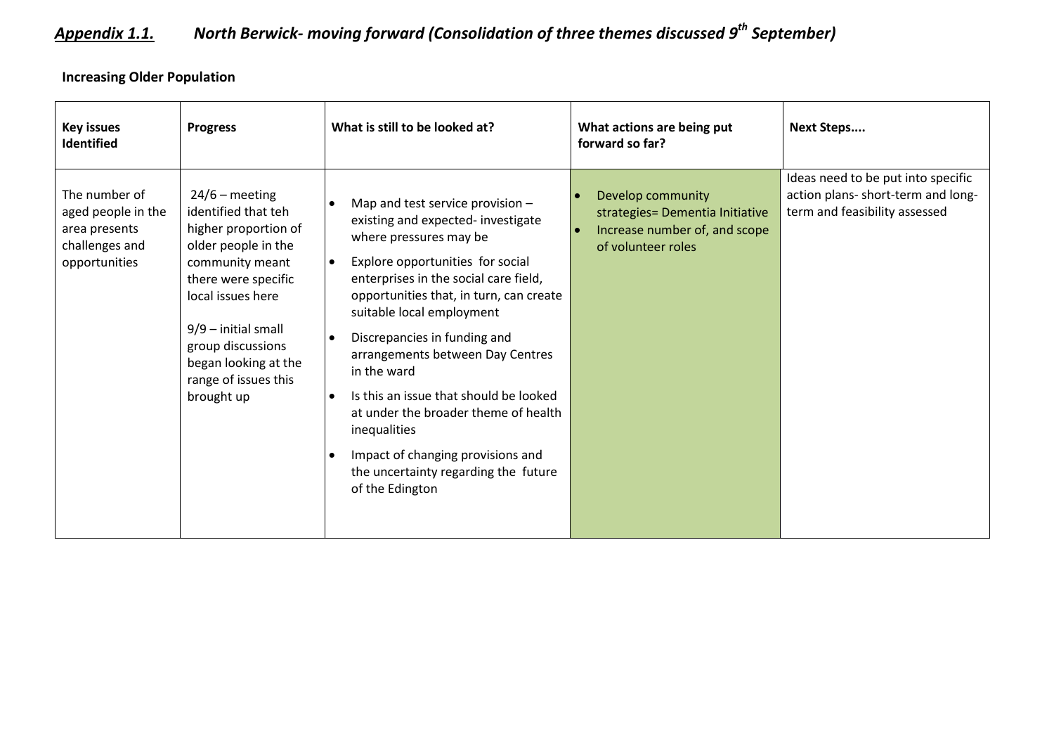# *Appendix 1.1. North Berwick- moving forward (Consolidation of three themes discussed 9th September)*

**Increasing Older Population**

| Key issues Identified | Progress | What is still to be looked at? | What actions are being put forward so far? | Next Steps.... |
|---|---|---|---|---|
| The number of aged people in the area presents challenges and opportunities | 24/6 – meeting identified that teh higher proportion of older people in the community meant there were specific local issues here<br><br>9/9 – initial small group discussions began looking at the range of issues this brought up | • Map and test service provision – existing and expected- investigate where pressures may be<br>• Explore opportunities for social enterprises in the social care field, opportunities that, in turn, can create suitable local employment<br>• Discrepancies in funding and arrangements between Day Centres in the ward<br>• Is this an issue that should be looked at under the broader theme of health inequalities<br>• Impact of changing provisions and the uncertainty regarding the future of the Edington | • Develop community strategies= Dementia Initiative<br>• Increase number of, and scope of volunteer roles | Ideas need to be put into specific action plans- short-term and long-term and feasibility assessed |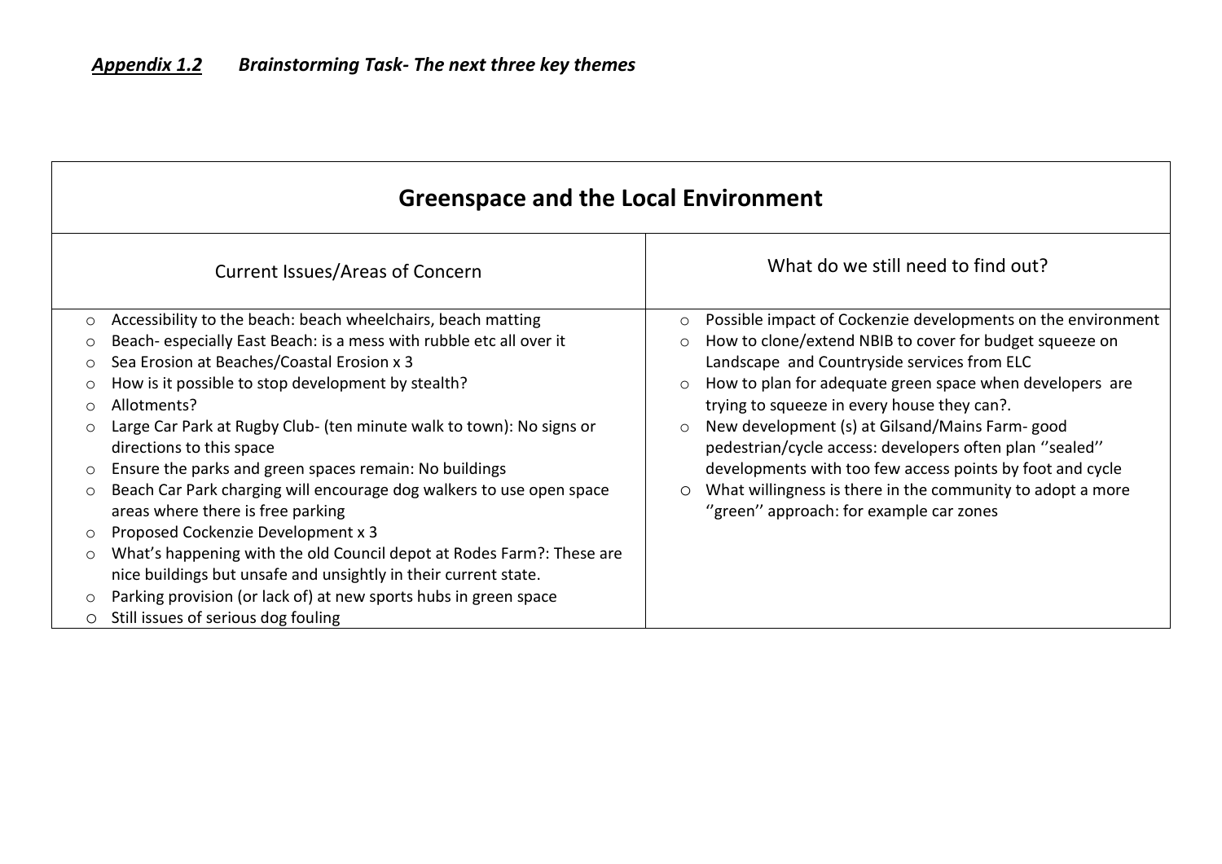***Appendix 1.2*** ***Brainstorming Task- The next three key themes***

| Greenspace and the Local Environment | |
|---|---|
| Current Issues/Areas of Concern | What do we still need to find out? |
| ○ Accessibility to the beach: beach wheelchairs, beach matting<br>○ Beach- especially East Beach: is a mess with rubble etc all over it<br>○ Sea Erosion at Beaches/Coastal Erosion x 3<br>○ How is it possible to stop development by stealth?<br>○ Allotments?<br>○ Large Car Park at Rugby Club- (ten minute walk to town): No signs or directions to this space<br>○ Ensure the parks and green spaces remain: No buildings<br>○ Beach Car Park charging will encourage dog walkers to use open space areas where there is free parking<br>○ Proposed Cockenzie Development x 3<br>○ What's happening with the old Council depot at Rodes Farm?: These are nice buildings but unsafe and unsightly in their current state.<br>○ Parking provision (or lack of) at new sports hubs in green space<br>○ Still issues of serious dog fouling | ○ Possible impact of Cockenzie developments on the environment<br>○ How to clone/extend NBIB to cover for budget squeeze on Landscape and Countryside services from ELC<br>○ How to plan for adequate green space when developers are trying to squeeze in every house they can?.<br>○ New development (s) at Gilsand/Mains Farm- good pedestrian/cycle access: developers often plan ''sealed'' developments with too few access points by foot and cycle<br>○ What willingness is there in the community to adopt a more ''green'' approach: for example car zones |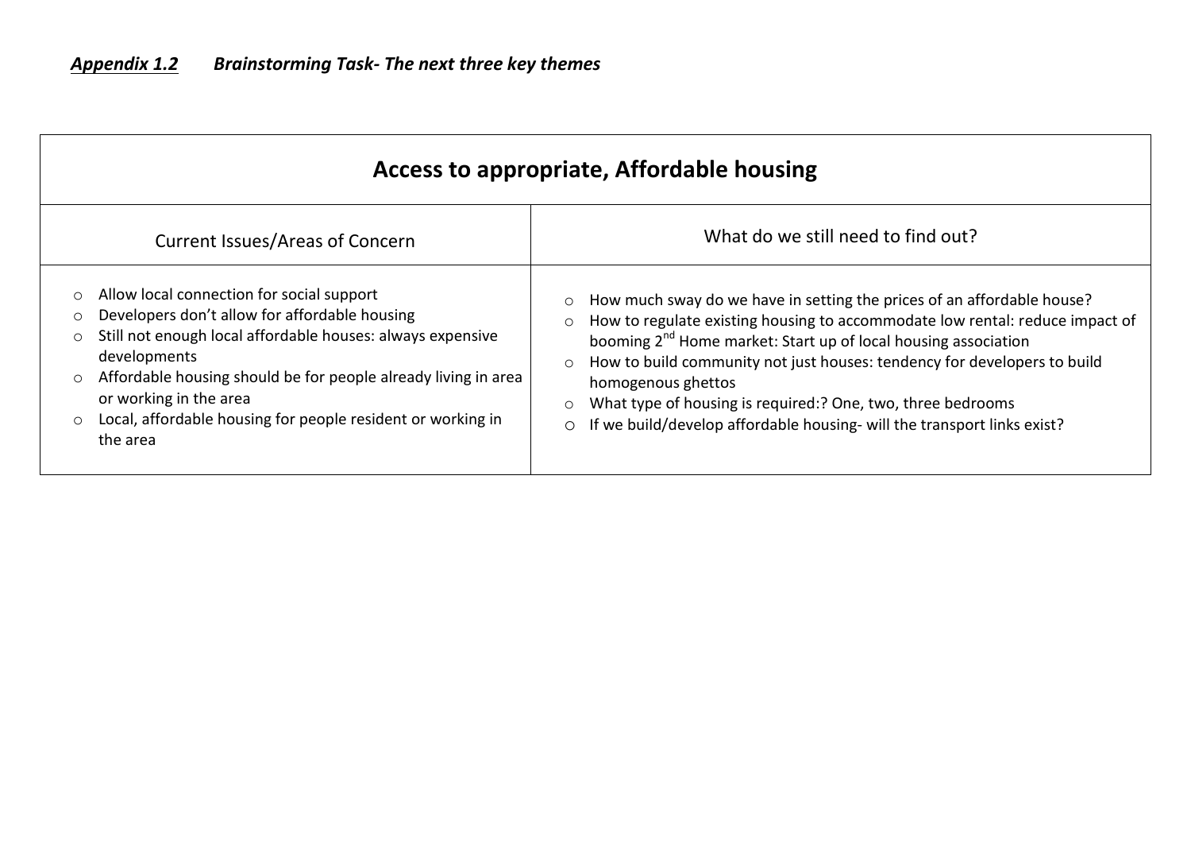***Appendix 1.2*** ***Brainstorming Task- The next three key themes***

| **Access to appropriate, Affordable housing** | |
|---|---|
| Current Issues/Areas of Concern | What do we still need to find out? |
| <ul><li>Allow local connection for social support</li><li>Developers don't allow for affordable housing</li><li>Still not enough local affordable houses: always expensive developments</li><li>Affordable housing should be for people already living in area or working in the area</li><li>Local, affordable housing for people resident or working in the area</li></ul> | <ul><li>How much sway do we have in setting the prices of an affordable house?</li><li>How to regulate existing housing to accommodate low rental: reduce impact of booming 2nd Home market: Start up of local housing association</li><li>How to build community not just houses: tendency for developers to build homogenous ghettos</li><li>What type of housing is required:? One, two, three bedrooms</li><li>If we build/develop affordable housing- will the transport links exist?</li></ul> |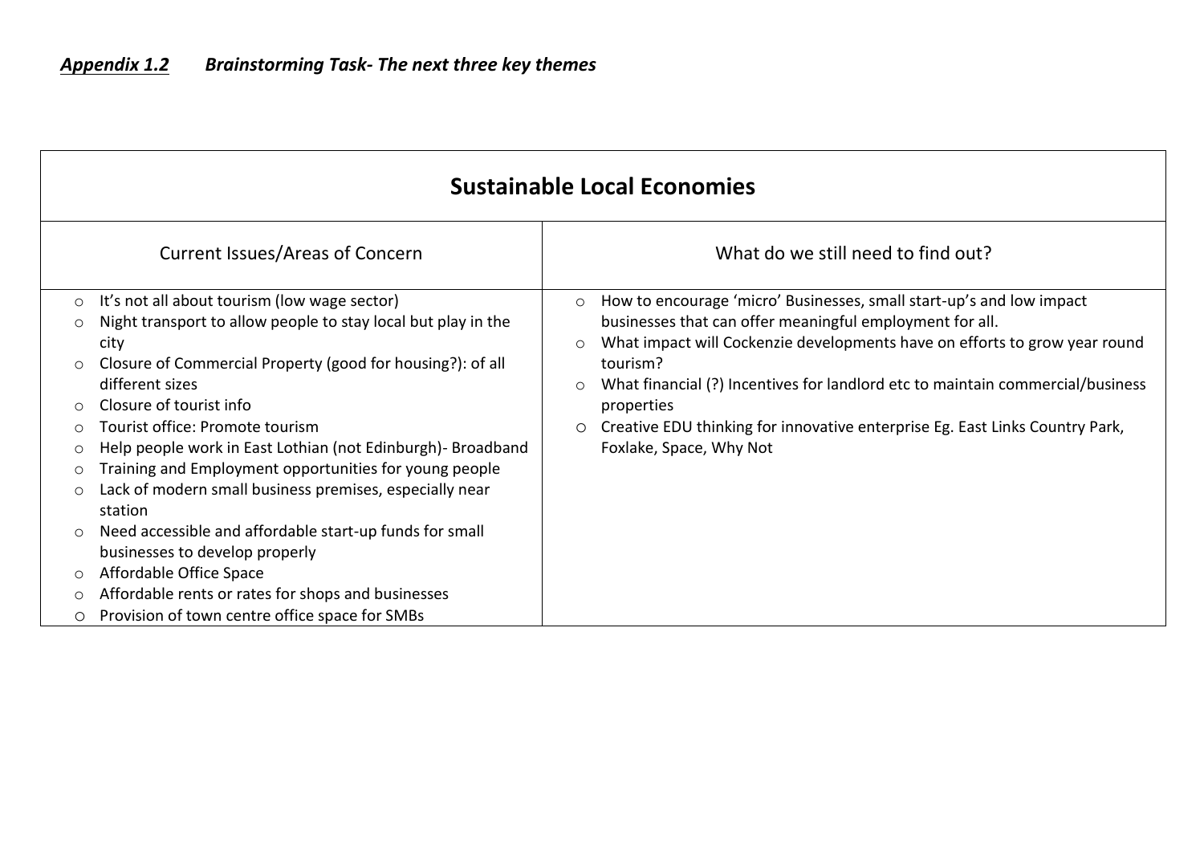***Appendix 1.2 Brainstorming Task- The next three key themes***

| **Sustainable Local Economies** | |
|---|---|
| Current Issues/Areas of Concern | What do we still need to find out? |
| ○ It's not all about tourism (low wage sector)<br>○ Night transport to allow people to stay local but play in the city<br>○ Closure of Commercial Property (good for housing?): of all different sizes<br>○ Closure of tourist info<br>○ Tourist office: Promote tourism<br>○ Help people work in East Lothian (not Edinburgh)- Broadband<br>○ Training and Employment opportunities for young people<br>○ Lack of modern small business premises, especially near station<br>○ Need accessible and affordable start-up funds for small businesses to develop properly<br>○ Affordable Office Space<br>○ Affordable rents or rates for shops and businesses<br>○ Provision of town centre office space for SMBs | ○ How to encourage 'micro' Businesses, small start-up's and low impact businesses that can offer meaningful employment for all.<br>○ What impact will Cockenzie developments have on efforts to grow year round tourism?<br>○ What financial (?) Incentives for landlord etc to maintain commercial/business properties<br>○ Creative EDU thinking for innovative enterprise Eg. East Links Country Park, Foxlake, Space, Why Not |